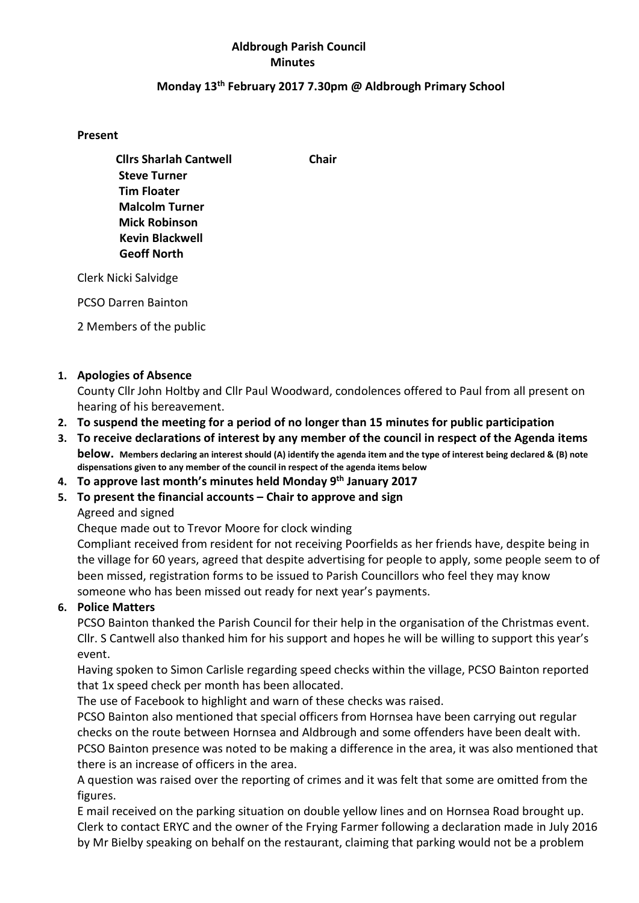**Aldbrough Parish Council**
**Minutes**

**Monday 13th February 2017 7.30pm @ Aldbrough Primary School**

**Present**

**Cllrs Sharlah Cantwell** **Chair**
**Steve Turner**
**Tim Floater**
**Malcolm Turner**
**Mick Robinson**
**Kevin Blackwell**
**Geoff North**

Clerk Nicki Salvidge

PCSO Darren Bainton

2 Members of the public

1. **Apologies of Absence**
   County Cllr John Holtby and Cllr Paul Woodward, condolences offered to Paul from all present on hearing of his bereavement.
2. **To suspend the meeting for a period of no longer than 15 minutes for public participation**
3. **To receive declarations of interest by any member of the council in respect of the Agenda items below.** **Members declaring an interest should (A) identify the agenda item and the type of interest being declared & (B) note dispensations given to any member of the council in respect of the agenda items below**
4. **To approve last month's minutes held Monday 9th January 2017**
5. **To present the financial accounts – Chair to approve and sign**
   Agreed and signed
   Cheque made out to Trevor Moore for clock winding
   Compliant received from resident for not receiving Poorfields as her friends have, despite being in the village for 60 years, agreed that despite advertising for people to apply, some people seem to of been missed, registration forms to be issued to Parish Councillors who feel they may know someone who has been missed out ready for next year's payments.
6. **Police Matters**
   PCSO Bainton thanked the Parish Council for their help in the organisation of the Christmas event. Cllr. S Cantwell also thanked him for his support and hopes he will be willing to support this year's event.
   Having spoken to Simon Carlisle regarding speed checks within the village, PCSO Bainton reported that 1x speed check per month has been allocated.
   The use of Facebook to highlight and warn of these checks was raised.
   PCSO Bainton also mentioned that special officers from Hornsea have been carrying out regular checks on the route between Hornsea and Aldbrough and some offenders have been dealt with.
   PCSO Bainton presence was noted to be making a difference in the area, it was also mentioned that there is an increase of officers in the area.
   A question was raised over the reporting of crimes and it was felt that some are omitted from the figures.
   E mail received on the parking situation on double yellow lines and on Hornsea Road brought up. Clerk to contact ERYC and the owner of the Frying Farmer following a declaration made in July 2016 by Mr Bielby speaking on behalf on the restaurant, claiming that parking would not be a problem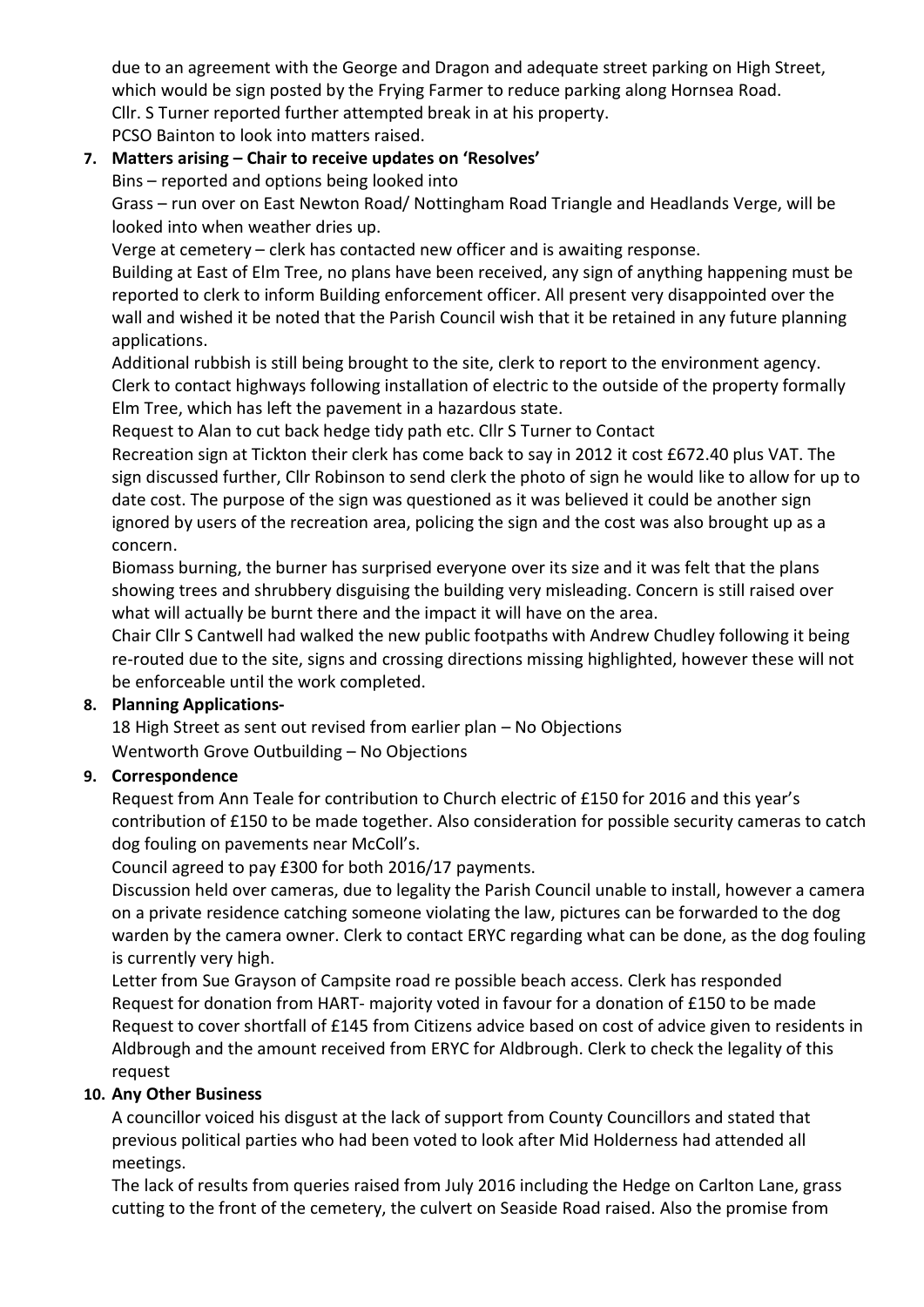due to an agreement with the George and Dragon and adequate street parking on High Street, which would be sign posted by the Frying Farmer to reduce parking along Hornsea Road.
Cllr. S Turner reported further attempted break in at his property.
PCSO Bainton to look into matters raised.

**7. Matters arising – Chair to receive updates on 'Resolves'**

Bins – reported and options being looked into

Grass – run over on East Newton Road/ Nottingham Road Triangle and Headlands Verge, will be looked into when weather dries up.

Verge at cemetery – clerk has contacted new officer and is awaiting response.

Building at East of Elm Tree, no plans have been received, any sign of anything happening must be reported to clerk to inform Building enforcement officer. All present very disappointed over the wall and wished it be noted that the Parish Council wish that it be retained in any future planning applications.

Additional rubbish is still being brought to the site, clerk to report to the environment agency.
Clerk to contact highways following installation of electric to the outside of the property formally Elm Tree, which has left the pavement in a hazardous state.

Request to Alan to cut back hedge tidy path etc. Cllr S Turner to Contact

Recreation sign at Tickton their clerk has come back to say in 2012 it cost £672.40 plus VAT. The sign discussed further, Cllr Robinson to send clerk the photo of sign he would like to allow for up to date cost. The purpose of the sign was questioned as it was believed it could be another sign ignored by users of the recreation area, policing the sign and the cost was also brought up as a concern.

Biomass burning, the burner has surprised everyone over its size and it was felt that the plans showing trees and shrubbery disguising the building very misleading. Concern is still raised over what will actually be burnt there and the impact it will have on the area.

Chair Cllr S Cantwell had walked the new public footpaths with Andrew Chudley following it being re-routed due to the site, signs and crossing directions missing highlighted, however these will not be enforceable until the work completed.

**8. Planning Applications-**

18 High Street as sent out revised from earlier plan – No Objections
Wentworth Grove Outbuilding – No Objections

**9. Correspondence**

Request from Ann Teale for contribution to Church electric of £150 for 2016 and this year's contribution of £150 to be made together. Also consideration for possible security cameras to catch dog fouling on pavements near McColl's.

Council agreed to pay £300 for both 2016/17 payments.

Discussion held over cameras, due to legality the Parish Council unable to install, however a camera on a private residence catching someone violating the law, pictures can be forwarded to the dog warden by the camera owner. Clerk to contact ERYC regarding what can be done, as the dog fouling is currently very high.

Letter from Sue Grayson of Campsite road re possible beach access. Clerk has responded
Request for donation from HART- majority voted in favour for a donation of £150 to be made
Request to cover shortfall of £145 from Citizens advice based on cost of advice given to residents in Aldbrough and the amount received from ERYC for Aldbrough. Clerk to check the legality of this request

**10. Any Other Business**

A councillor voiced his disgust at the lack of support from County Councillors and stated that previous political parties who had been voted to look after Mid Holderness had attended all meetings.

The lack of results from queries raised from July 2016 including the Hedge on Carlton Lane, grass cutting to the front of the cemetery, the culvert on Seaside Road raised. Also the promise from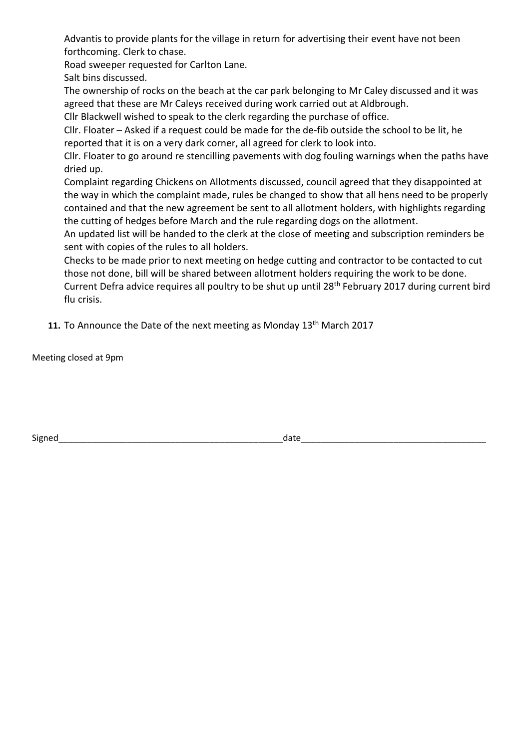Advantis to provide plants for the village in return for advertising their event have not been forthcoming. Clerk to chase.

Road sweeper requested for Carlton Lane.

Salt bins discussed.

The ownership of rocks on the beach at the car park belonging to Mr Caley discussed and it was agreed that these are Mr Caleys received during work carried out at Aldbrough.

Cllr Blackwell wished to speak to the clerk regarding the purchase of office.

Cllr. Floater – Asked if a request could be made for the de-fib outside the school to be lit, he reported that it is on a very dark corner, all agreed for clerk to look into.

Cllr. Floater to go around re stencilling pavements with dog fouling warnings when the paths have dried up.

Complaint regarding Chickens on Allotments discussed, council agreed that they disappointed at the way in which the complaint made, rules be changed to show that all hens need to be properly contained and that the new agreement be sent to all allotment holders, with highlights regarding the cutting of hedges before March and the rule regarding dogs on the allotment.

An updated list will be handed to the clerk at the close of meeting and subscription reminders be sent with copies of the rules to all holders.

Checks to be made prior to next meeting on hedge cutting and contractor to be contacted to cut those not done, bill will be shared between allotment holders requiring the work to be done.

Current Defra advice requires all poultry to be shut up until 28th February 2017 during current bird flu crisis.

**11.** To Announce the Date of the next meeting as Monday 13th March 2017

Meeting closed at 9pm

Signed_____________________________________________date_____________________________________